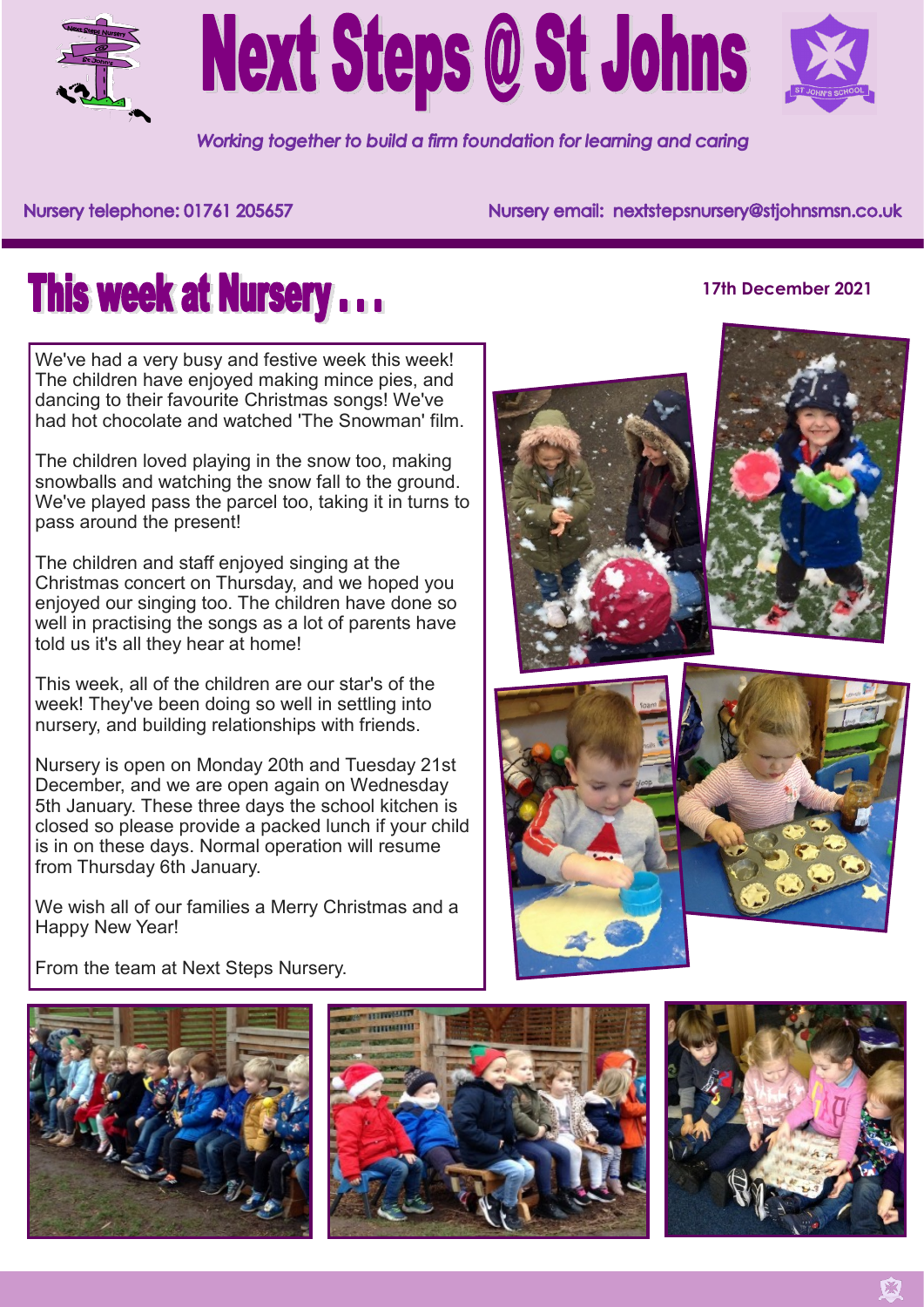# Next Steps @ St Johns

*Working together to build a firm foundation for learning and caring*

Nursery telephone: 01761 205657

Nursery email: nextstepsnursery@stjohnsmsn.co.uk

## This week at Nursery . . .

**17th December 2021**

We've had a very busy and festive week this week! The children have enjoyed making mince pies, and dancing to their favourite Christmas songs! We've had hot chocolate and watched 'The Snowman' film.

The children loved playing in the snow too, making snowballs and watching the snow fall to the ground. We've played pass the parcel too, taking it in turns to pass around the present!

The children and staff enjoyed singing at the Christmas concert on Thursday, and we hoped you enjoyed our singing too. The children have done so well in practising the songs as a lot of parents have told us it's all they hear at home!

This week, all of the children are our star's of the week! They've been doing so well in settling into nursery, and building relationships with friends.

Nursery is open on Monday 20th and Tuesday 21st December, and we are open again on Wednesday 5th January. These three days the school kitchen is closed so please provide a packed lunch if your child is in on these days. Normal operation will resume from Thursday 6th January.

We wish all of our families a Merry Christmas and a Happy New Year!

From the team at Next Steps Nursery.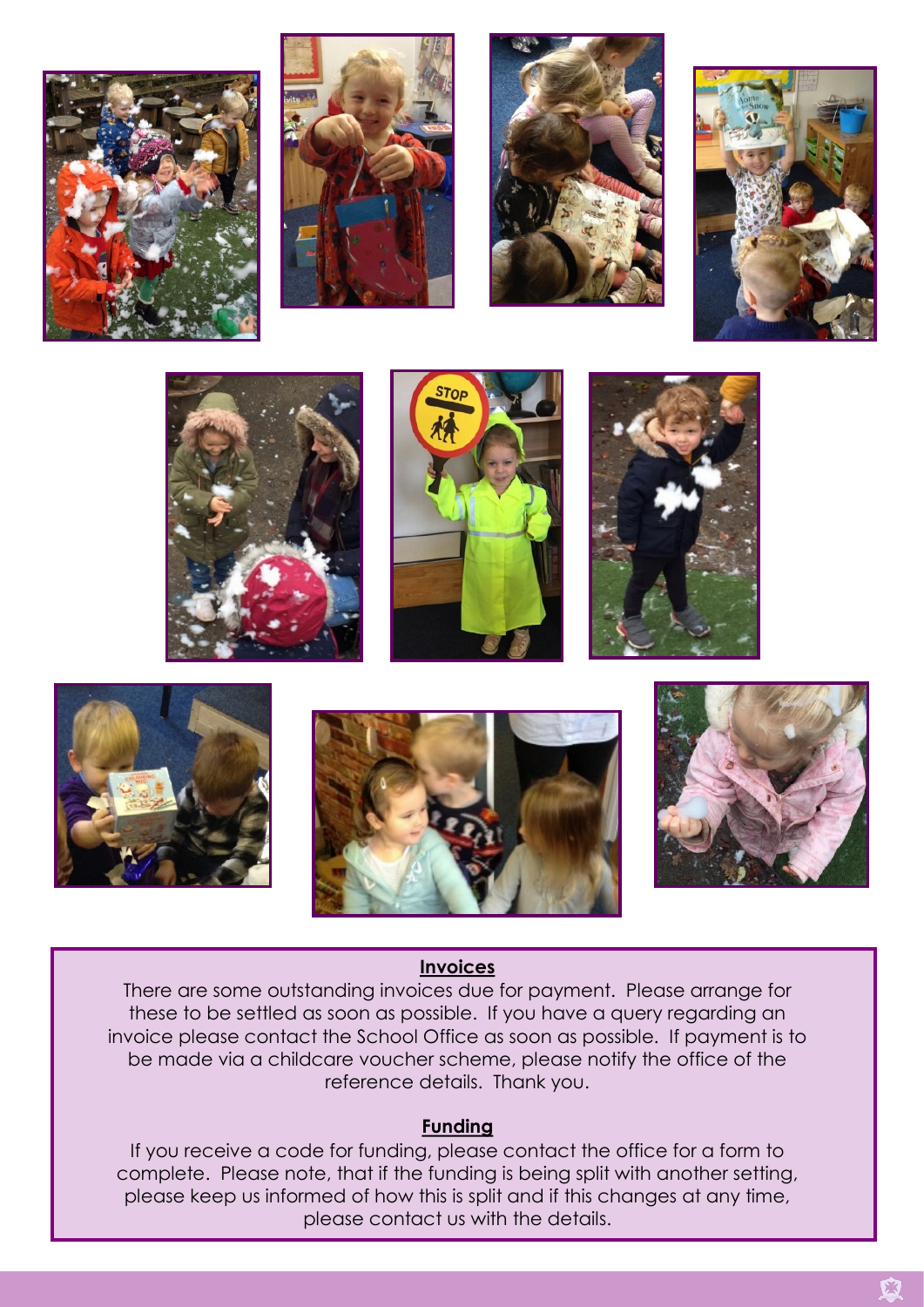## Invoices

There are some outstanding invoices due for payment. Please arrange for these to be settled as soon as possible. If you have a query regarding an invoice please contact the School Office as soon as possible. If payment is to be made via a childcare voucher scheme, please notify the office of the reference details. Thank you.

## Funding

If you receive a code for funding, please contact the office for a form to complete. Please note, that if the funding is being split with another setting, please keep us informed of how this is split and if this changes at any time, please contact us with the details.